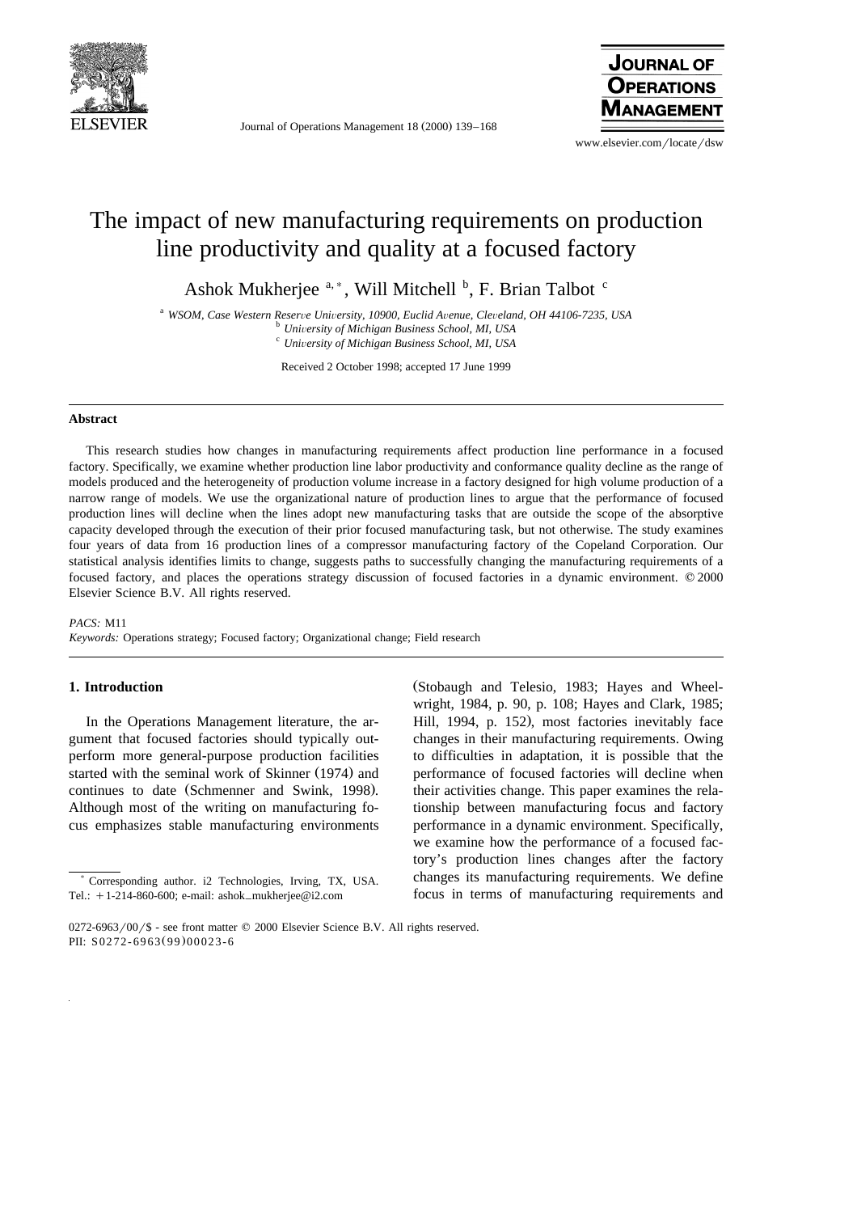# The impact of new manufacturing requirements on production line productivity and quality at a focused factory

Ashok Mukherjee [a,*], Will Mitchell [b], F. Brian Talbot [c]

[a] WSOM, Case Western Reserve University, 10900, Euclid Avenue, Cleveland, OH 44106-7235, USA
[b] University of Michigan Business School, MI, USA
[c] University of Michigan Business School, MI, USA

Received 2 October 1998; accepted 17 June 1999

## Abstract

This research studies how changes in manufacturing requirements affect production line performance in a focused factory. Specifically, we examine whether production line labor productivity and conformance quality decline as the range of models produced and the heterogeneity of production volume increase in a factory designed for high volume production of a narrow range of models. We use the organizational nature of production lines to argue that the performance of focused production lines will decline when the lines adopt new manufacturing tasks that are outside the scope of the absorptive capacity developed through the execution of their prior focused manufacturing task, but not otherwise. The study examines four years of data from 16 production lines of a compressor manufacturing factory of the Copeland Corporation. Our statistical analysis identifies limits to change, suggests paths to successfully changing the manufacturing requirements of a focused factory, and places the operations strategy discussion of focused factories in a dynamic environment. © 2000 Elsevier Science B.V. All rights reserved.

*PACS:* M11

*Keywords:* Operations strategy; Focused factory; Organizational change; Field research

## 1. Introduction

In the Operations Management literature, the argument that focused factories should typically outperform more general-purpose production facilities started with the seminal work of Skinner (1974) and continues to date (Schmenner and Swink, 1998). Although most of the writing on manufacturing focus emphasizes stable manufacturing environments (Stobaugh and Telesio, 1983; Hayes and Wheelwright, 1984, p. 90, p. 108; Hayes and Clark, 1985; Hill, 1994, p. 152), most factories inevitably face changes in their manufacturing requirements. Owing to difficulties in adaptation, it is possible that the performance of focused factories will decline when their activities change. This paper examines the relationship between manufacturing focus and factory performance in a dynamic environment. Specifically, we examine how the performance of a focused factory's production lines changes after the factory changes its manufacturing requirements. We define focus in terms of manufacturing requirements and

* Corresponding author. i2 Technologies, Irving, TX, USA. Tel.: +1-214-860-600; e-mail: ashok_mukherjee@i2.com

0272-6963/00/$ - see front matter © 2000 Elsevier Science B.V. All rights reserved.
PII: S0272-6963(99)00023-6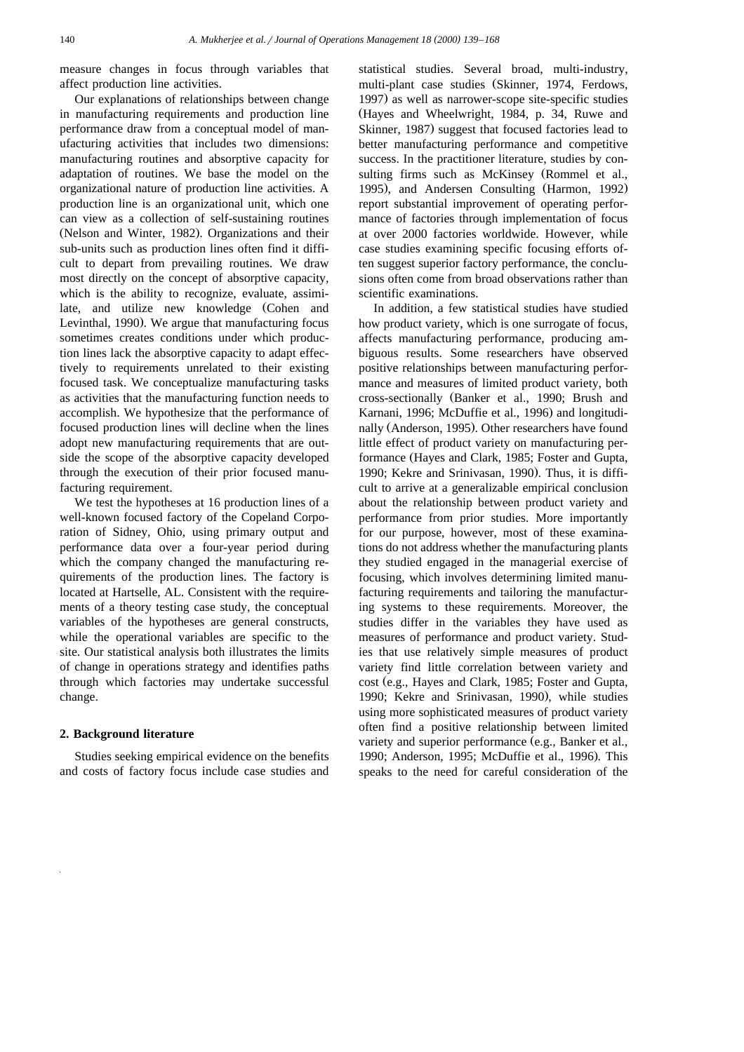measure changes in focus through variables that affect production line activities.

Our explanations of relationships between change in manufacturing requirements and production line performance draw from a conceptual model of manufacturing activities that includes two dimensions: manufacturing routines and absorptive capacity for adaptation of routines. We base the model on the organizational nature of production line activities. A production line is an organizational unit, which one can view as a collection of self-sustaining routines (Nelson and Winter, 1982). Organizations and their sub-units such as production lines often find it difficult to depart from prevailing routines. We draw most directly on the concept of absorptive capacity, which is the ability to recognize, evaluate, assimilate, and utilize new knowledge (Cohen and Levinthal, 1990). We argue that manufacturing focus sometimes creates conditions under which production lines lack the absorptive capacity to adapt effectively to requirements unrelated to their existing focused task. We conceptualize manufacturing tasks as activities that the manufacturing function needs to accomplish. We hypothesize that the performance of focused production lines will decline when the lines adopt new manufacturing requirements that are outside the scope of the absorptive capacity developed through the execution of their prior focused manufacturing requirement.

We test the hypotheses at 16 production lines of a well-known focused factory of the Copeland Corporation of Sidney, Ohio, using primary output and performance data over a four-year period during which the company changed the manufacturing requirements of the production lines. The factory is located at Hartselle, AL. Consistent with the requirements of a theory testing case study, the conceptual variables of the hypotheses are general constructs, while the operational variables are specific to the site. Our statistical analysis both illustrates the limits of change in operations strategy and identifies paths through which factories may undertake successful change.

## 2. Background literature

Studies seeking empirical evidence on the benefits and costs of factory focus include case studies and statistical studies. Several broad, multi-industry, multi-plant case studies (Skinner, 1974, Ferdows, 1997) as well as narrower-scope site-specific studies (Hayes and Wheelwright, 1984, p. 34, Ruwe and Skinner, 1987) suggest that focused factories lead to better manufacturing performance and competitive success. In the practitioner literature, studies by consulting firms such as McKinsey (Rommel et al., 1995), and Andersen Consulting (Harmon, 1992) report substantial improvement of operating performance of factories through implementation of focus at over 2000 factories worldwide. However, while case studies examining specific focusing efforts often suggest superior factory performance, the conclusions often come from broad observations rather than scientific examinations.

In addition, a few statistical studies have studied how product variety, which is one surrogate of focus, affects manufacturing performance, producing ambiguous results. Some researchers have observed positive relationships between manufacturing performance and measures of limited product variety, both cross-sectionally (Banker et al., 1990; Brush and Karnani, 1996; McDuffie et al., 1996) and longitudinally (Anderson, 1995). Other researchers have found little effect of product variety on manufacturing performance (Hayes and Clark, 1985; Foster and Gupta, 1990; Kekre and Srinivasan, 1990). Thus, it is difficult to arrive at a generalizable empirical conclusion about the relationship between product variety and performance from prior studies. More importantly for our purpose, however, most of these examinations do not address whether the manufacturing plants they studied engaged in the managerial exercise of focusing, which involves determining limited manufacturing requirements and tailoring the manufacturing systems to these requirements. Moreover, the studies differ in the variables they have used as measures of performance and product variety. Studies that use relatively simple measures of product variety find little correlation between variety and cost (e.g., Hayes and Clark, 1985; Foster and Gupta, 1990; Kekre and Srinivasan, 1990), while studies using more sophisticated measures of product variety often find a positive relationship between limited variety and superior performance (e.g., Banker et al., 1990; Anderson, 1995; McDuffie et al., 1996). This speaks to the need for careful consideration of the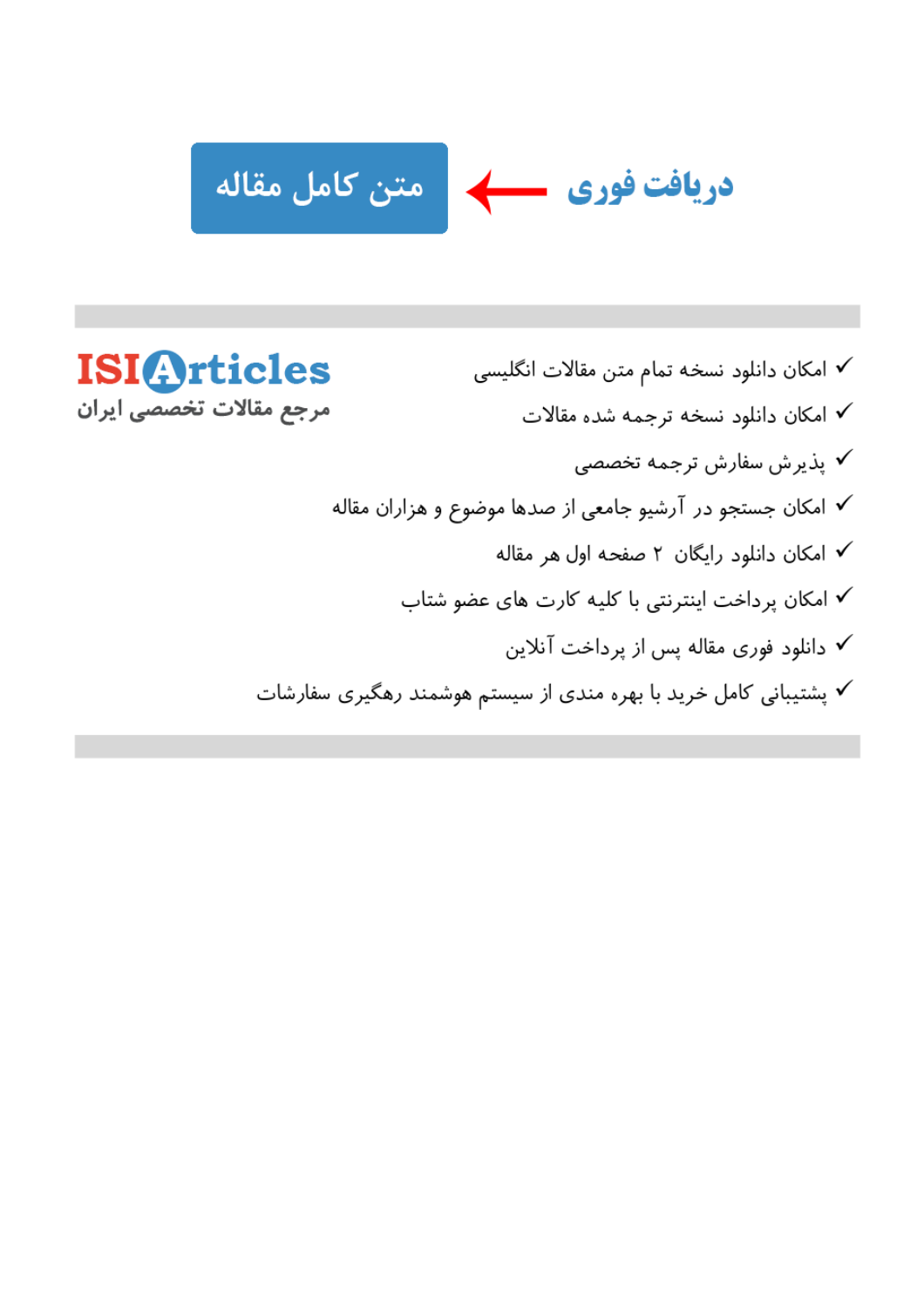دریافت فوری ← **متن کامل مقاله**

**ISIArticles**
مرجع مقالات تخصصی ایران

- ✓ امکان دانلود نسخه تمام متن مقالات انگلیسی
- ✓ امکان دانلود نسخه ترجمه شده مقالات
- ✓ پذیرش سفارش ترجمه تخصصی
- ✓ امکان جستجو در آرشیو جامعی از صدها موضوع و هزاران مقاله
- ✓ امکان دانلود رایگان ۲ صفحه اول هر مقاله
- ✓ امکان پرداخت اینترنتی با کلیه کارت های عضو شتاب
- ✓ دانلود فوری مقاله پس از پرداخت آنلاین
- ✓ پشتیبانی کامل خرید با بهره مندی از سیستم هوشمند رهگیری سفارشات